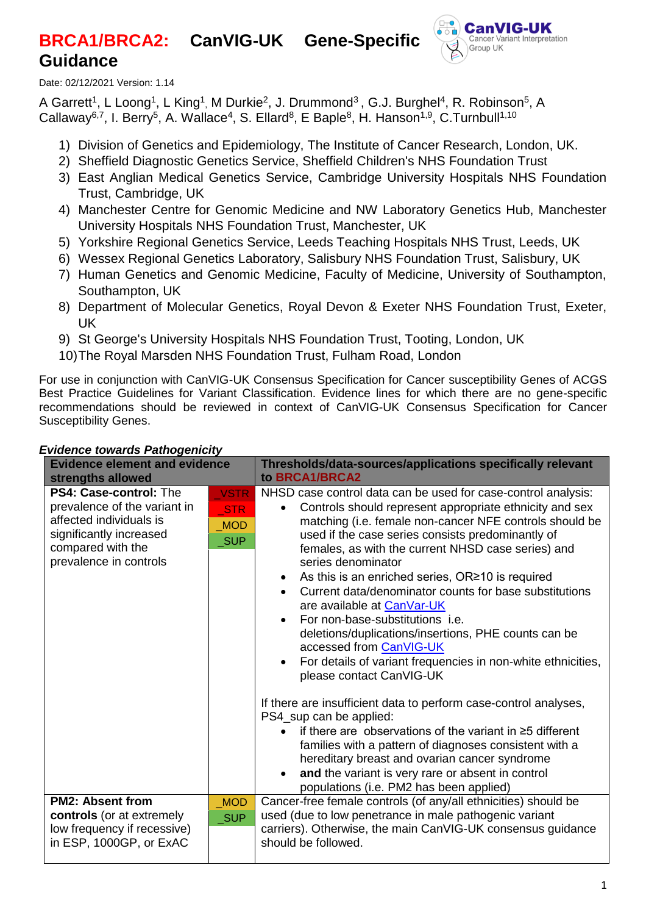# BRCA1/BRCA2: CanVIG-UK Gene-Specific Guidance

Date: 02/12/2021 Version: 1.14

A Garrett[1], L Loong[1], L King[1], M Durkie[2], J. Drummond[3], G.J. Burghel[4], R. Robinson[5], A Callaway[6,7], I. Berry[5], A. Wallace[4], S. Ellard[8], E Baple[8], H. Hanson[1,9], C.Turnbull[1,10]

1) Division of Genetics and Epidemiology, The Institute of Cancer Research, London, UK.
2) Sheffield Diagnostic Genetics Service, Sheffield Children's NHS Foundation Trust
3) East Anglian Medical Genetics Service, Cambridge University Hospitals NHS Foundation Trust, Cambridge, UK
4) Manchester Centre for Genomic Medicine and NW Laboratory Genetics Hub, Manchester University Hospitals NHS Foundation Trust, Manchester, UK
5) Yorkshire Regional Genetics Service, Leeds Teaching Hospitals NHS Trust, Leeds, UK
6) Wessex Regional Genetics Laboratory, Salisbury NHS Foundation Trust, Salisbury, UK
7) Human Genetics and Genomic Medicine, Faculty of Medicine, University of Southampton, Southampton, UK
8) Department of Molecular Genetics, Royal Devon & Exeter NHS Foundation Trust, Exeter, UK
9) St George's University Hospitals NHS Foundation Trust, Tooting, London, UK
10) The Royal Marsden NHS Foundation Trust, Fulham Road, London

For use in conjunction with CanVIG-UK Consensus Specification for Cancer susceptibility Genes of ACGS Best Practice Guidelines for Variant Classification. Evidence lines for which there are no gene-specific recommendations should be reviewed in context of CanVIG-UK Consensus Specification for Cancer Susceptibility Genes.

***Evidence towards Pathogenicity***

| Evidence element and evidence strengths allowed | | Thresholds/data-sources/applications specifically relevant to BRCA1/BRCA2 |
|---|---|---|
| **PS4: Case-control:** The prevalence of the variant in affected individuals is significantly increased compared with the prevalence in controls | _VSTR<br>_STR<br>_MOD<br>_SUP | NHSD case control data can be used for case-control analysis:<br>• Controls should represent appropriate ethnicity and sex matching (i.e. female non-cancer NFE controls should be used if the case series consists predominantly of females, as with the current NHSD case series) and series denominator<br>• As this is an enriched series, OR≥10 is required<br>• Current data/denominator counts for base substitutions are available at CanVar-UK<br>• For non-base-substitutions i.e. deletions/duplications/insertions, PHE counts can be accessed from CanVIG-UK<br>• For details of variant frequencies in non-white ethnicities, please contact CanVIG-UK<br><br>If there are insufficient data to perform case-control analyses, PS4_sup can be applied:<br>• if there are observations of the variant in ≥5 different families with a pattern of diagnoses consistent with a hereditary breast and ovarian cancer syndrome<br>• **and** the variant is very rare or absent in control populations (i.e. PM2 has been applied) |
| **PM2: Absent from controls** (or at extremely low frequency if recessive) in ESP, 1000GP, or ExAC | _MOD<br>_SUP | Cancer-free female controls (of any/all ethnicities) should be used (due to low penetrance in male pathogenic variant carriers). Otherwise, the main CanVIG-UK consensus guidance should be followed. |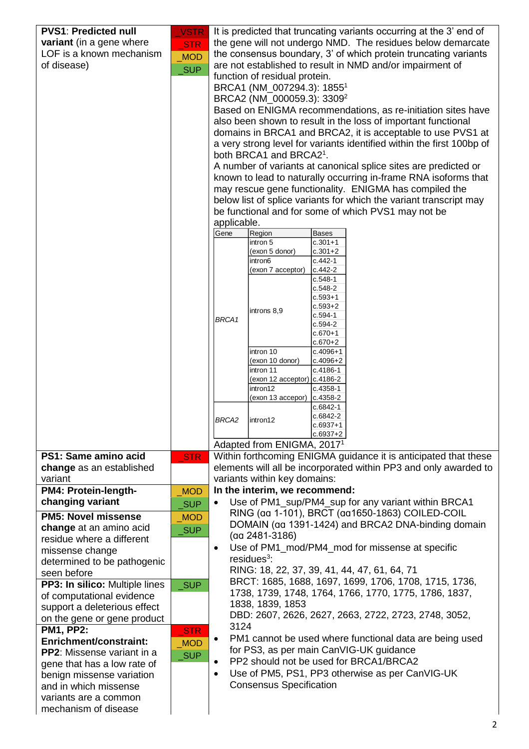| | | |
|---|---|---|
| **PVS1**: **Predicted null variant** (in a gene where LOF is a known mechanism of disease) | _VSTR<br>_STR<br>_MOD<br>_SUP | It is predicted that truncating variants occurring at the 3' end of the gene will not undergo NMD. The residues below demarcate the consensus boundary, 3' of which protein truncating variants are not established to result in NMD and/or impairment of function of residual protein.<br>BRCA1 (NM_007294.3): 1855[1]<br>BRCA2 (NM_000059.3): 3309[2]<br>Based on ENIGMA recommendations, as re-initiation sites have also been shown to result in the loss of important functional domains in BRCA1 and BRCA2, it is acceptable to use PVS1 at a very strong level for variants identified within the first 100bp of both BRCA1 and BRCA2[1].<br>A number of variants at canonical splice sites are predicted or known to lead to naturally occurring in-frame RNA isoforms that may rescue gene functionality. ENIGMA has compiled the below list of splice variants for which the variant transcript may be functional and for some of which PVS1 may not be applicable. |

| Gene | Region | Bases |
|---|---|---|
| *BRCA1* | intron 5 (exon 5 donor) | c.301+1<br>c.301+2 |
| | intron6 (exon 7 acceptor) | c.442-1<br>c.442-2 |
| | introns 8,9 | c.548-1<br>c.548-2<br>c.593+1<br>c.593+2<br>c.594-1<br>c.594-2<br>c.670+1<br>c.670+2 |
| | intron 10 (exon 10 donor) | c.4096+1<br>c.4096+2 |
| | intron 11 (exon 12 acceptor) | c.4186-1<br>c.4186-2 |
| | intron12 (exon 13 accepor) | c.4358-1<br>c.4358-2 |
| *BRCA2* | intron12 | c.6842-1<br>c.6842-2<br>c.6937+1<br>c.6937+2 |

Adapted from ENIGMA, 2017[1]

| | | |
|---|---|---|
| **PS1: Same amino acid change** as an established variant | _STR | Within forthcoming ENIGMA guidance it is anticipated that these elements will all be incorporated within PP3 and only awarded to variants within key domains: |
| **PM4: Protein-length-changing variant** | _MOD<br>_SUP | **In the interim, we recommend:**<br>• Use of PM1_sup/PM4_sup for any variant within BRCA1 RING (αα 1-101), BRCT (αα1650-1863) COILED-COIL DOMAIN (αα 1391-1424) and BRCA2 DNA-binding domain (αα 2481-3186)<br>• Use of PM1_mod/PM4_mod for missense at specific residues[3]:<br>RING: 18, 22, 37, 39, 41, 44, 47, 61, 64, 71<br>BRCT: 1685, 1688, 1697, 1699, 1706, 1708, 1715, 1736, 1738, 1739, 1748, 1764, 1766, 1770, 1775, 1786, 1837, 1838, 1839, 1853<br>DBD: 2607, 2626, 2627, 2663, 2722, 2723, 2748, 3052, 3124<br>• PM1 cannot be used where functional data are being used for PS3, as per main CanVIG-UK guidance<br>• PP2 should not be used for BRCA1/BRCA2<br>• Use of PM5, PS1, PP3 otherwise as per CanVIG-UK Consensus Specification |
| **PM5: Novel missense change** at an amino acid residue where a different missense change determined to be pathogenic seen before | _MOD<br>_SUP | |
| **PP3: In silico:** Multiple lines of computational evidence support a deleterious effect on the gene or gene product | _SUP | |
| **PM1, PP2: Enrichment/constraint:**<br>**PP2**: Missense variant in a gene that has a low rate of benign missense variation and in which missense variants are a common mechanism of disease | _STR<br>_MOD<br>_SUP | |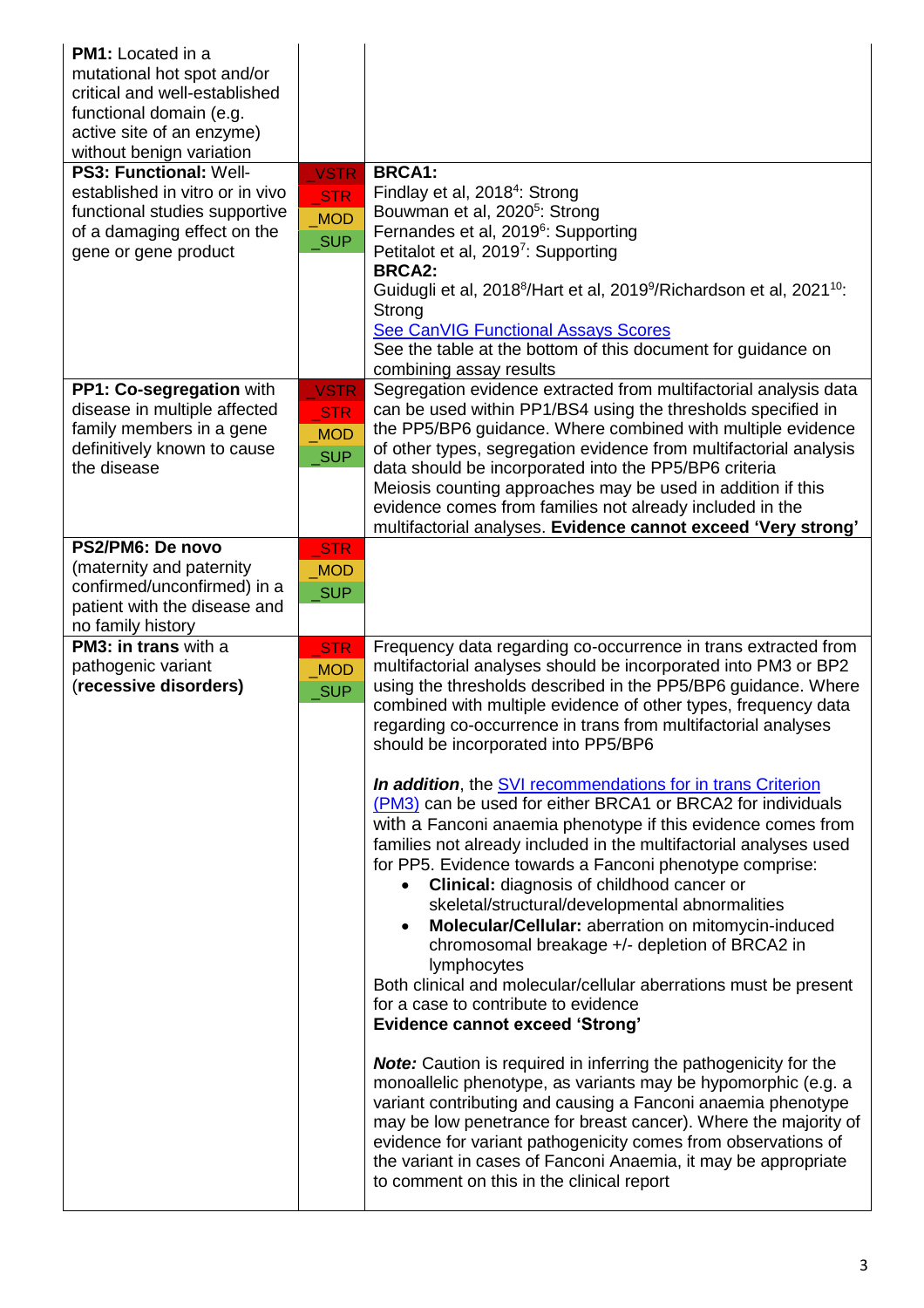| | | |
|---|---|---|
| **PM1:** Located in a mutational hot spot and/or critical and well-established functional domain (e.g. active site of an enzyme) without benign variation | | |
| **PS3: Functional:** Well-established in vitro or in vivo functional studies supportive of a damaging effect on the gene or gene product | _VSTR<br>_STR<br>_MOD<br>_SUP | **BRCA1:**<br>Findlay et al, 2018[4]: Strong<br>Bouwman et al, 2020[5]: Strong<br>Fernandes et al, 2019[6]: Supporting<br>Petitalot et al, 2019[7]: Supporting<br>**BRCA2:**<br>Guidugli et al, 2018[8]/Hart et al, 2019[9]/Richardson et al, 2021[10]: Strong<br>See CanVIG Functional Assays Scores<br>See the table at the bottom of this document for guidance on combining assay results |
| **PP1: Co-segregation** with disease in multiple affected family members in a gene definitively known to cause the disease | _VSTR<br>_STR<br>_MOD<br>_SUP | Segregation evidence extracted from multifactorial analysis data can be used within PP1/BS4 using the thresholds specified in the PP5/BP6 guidance. Where combined with multiple evidence of other types, segregation evidence from multifactorial analysis data should be incorporated into the PP5/BP6 criteria<br>Meiosis counting approaches may be used in addition if this evidence comes from families not already included in the multifactorial analyses. **Evidence cannot exceed 'Very strong'** |
| **PS2/PM6: De novo** (maternity and paternity confirmed/unconfirmed) in a patient with the disease and no family history | _STR<br>_MOD<br>_SUP | |
| **PM3: in trans** with a pathogenic variant (**recessive disorders)** | _STR<br>_MOD<br>_SUP | Frequency data regarding co-occurrence in trans extracted from multifactorial analyses should be incorporated into PM3 or BP2 using the thresholds described in the PP5/BP6 guidance. Where combined with multiple evidence of other types, frequency data regarding co-occurrence in trans from multifactorial analyses should be incorporated into PP5/BP6<br><br>***In addition***, the SVI recommendations for in trans Criterion (PM3) can be used for either BRCA1 or BRCA2 for individuals with a Fanconi anaemia phenotype if this evidence comes from families not already included in the multifactorial analyses used for PP5. Evidence towards a Fanconi phenotype comprise:<br>• **Clinical:** diagnosis of childhood cancer or skeletal/structural/developmental abnormalities<br>• **Molecular/Cellular:** aberration on mitomycin-induced chromosomal breakage +/- depletion of BRCA2 in lymphocytes<br>Both clinical and molecular/cellular aberrations must be present for a case to contribute to evidence<br>**Evidence cannot exceed 'Strong'**<br><br>***Note:*** Caution is required in inferring the pathogenicity for the monoallelic phenotype, as variants may be hypomorphic (e.g. a variant contributing and causing a Fanconi anaemia phenotype may be low penetrance for breast cancer). Where the majority of evidence for variant pathogenicity comes from observations of the variant in cases of Fanconi Anaemia, it may be appropriate to comment on this in the clinical report |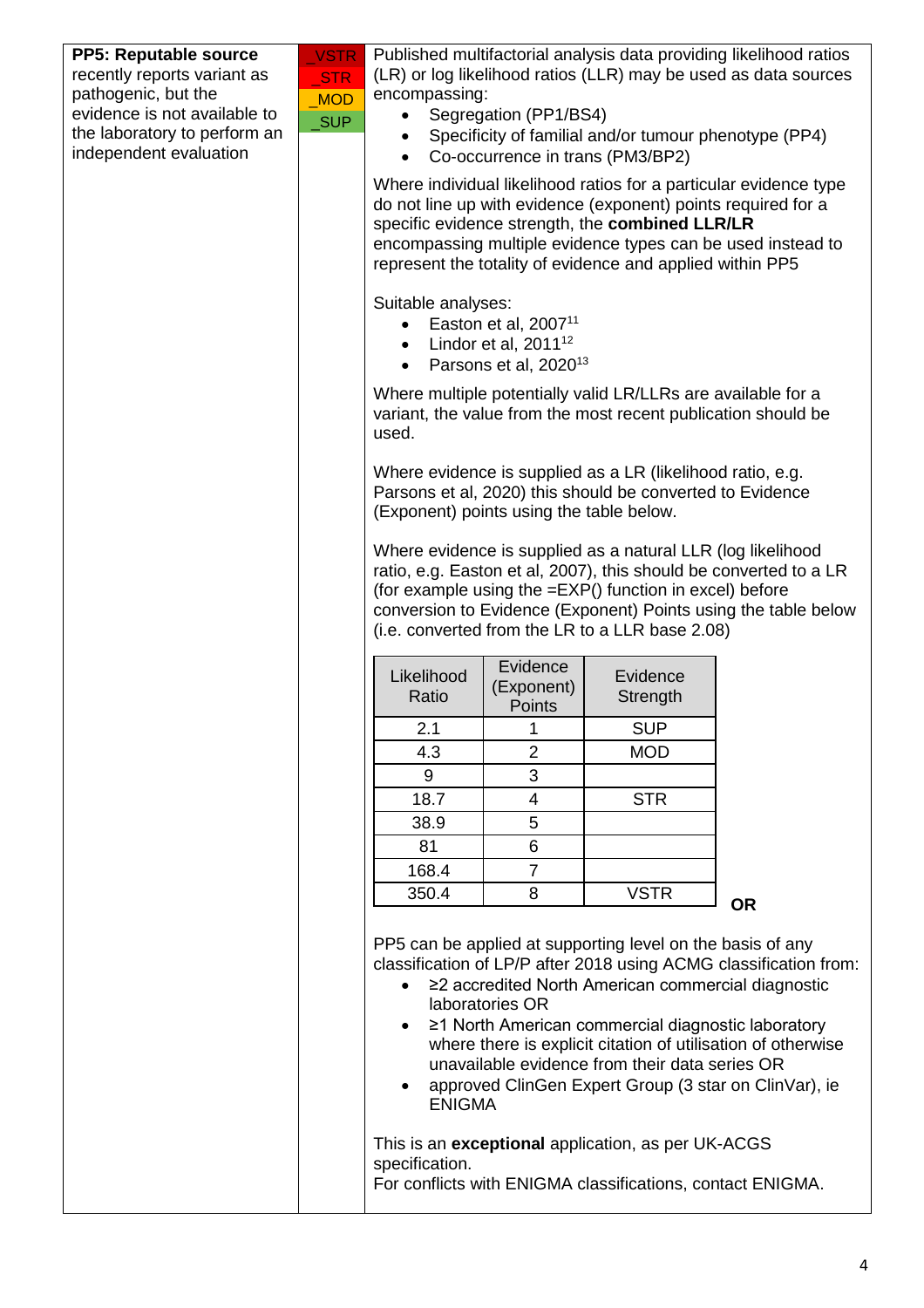| **PP5: Reputable source** recently reports variant as pathogenic, but the evidence is not available to the laboratory to perform an independent evaluation | _VSTR<br>_STR<br>_MOD<br>_SUP | Published multifactorial analysis data providing likelihood ratios (LR) or log likelihood ratios (LLR) may be used as data sources encompassing:<br>• Segregation (PP1/BS4)<br>• Specificity of familial and/or tumour phenotype (PP4)<br>• Co-occurrence in trans (PM3/BP2)<br><br>Where individual likelihood ratios for a particular evidence type do not line up with evidence (exponent) points required for a specific evidence strength, the **combined LLR/LR** encompassing multiple evidence types can be used instead to represent the totality of evidence and applied within PP5<br><br>Suitable analyses:<br>• Easton et al, 2007[11]<br>• Lindor et al, 2011[12]<br>• Parsons et al, 2020[13]<br><br>Where multiple potentially valid LR/LLRs are available for a variant, the value from the most recent publication should be used.<br><br>Where evidence is supplied as a LR (likelihood ratio, e.g. Parsons et al, 2020) this should be converted to Evidence (Exponent) points using the table below.<br><br>Where evidence is supplied as a natural LLR (log likelihood ratio, e.g. Easton et al, 2007), this should be converted to a LR (for example using the =EXP() function in excel) before conversion to Evidence (Exponent) Points using the table below (i.e. converted from the LR to a LLR base 2.08)<br><br>Likelihood Ratio / Evidence (Exponent) Points / Evidence Strength:<br>2.1 / 1 / SUP<br>4.3 / 2 / MOD<br>9 / 3 / <br>18.7 / 4 / STR<br>38.9 / 5 / <br>81 / 6 / <br>168.4 / 7 / <br>350.4 / 8 / VSTR<br><br>**OR**<br><br>PP5 can be applied at supporting level on the basis of any classification of LP/P after 2018 using ACMG classification from:<br>• ≥2 accredited North American commercial diagnostic laboratories OR<br>• ≥1 North American commercial diagnostic laboratory where there is explicit citation of utilisation of otherwise unavailable evidence from their data series OR<br>• approved ClinGen Expert Group (3 star on ClinVar), ie ENIGMA<br><br>This is an **exceptional** application, as per UK-ACGS specification.<br>For conflicts with ENIGMA classifications, contact ENIGMA. |
|---|---|---|

| Likelihood Ratio | Evidence (Exponent) Points | Evidence Strength |
|---|---|---|
| 2.1 | 1 | SUP |
| 4.3 | 2 | MOD |
| 9 | 3 | |
| 18.7 | 4 | STR |
| 38.9 | 5 | |
| 81 | 6 | |
| 168.4 | 7 | |
| 350.4 | 8 | VSTR |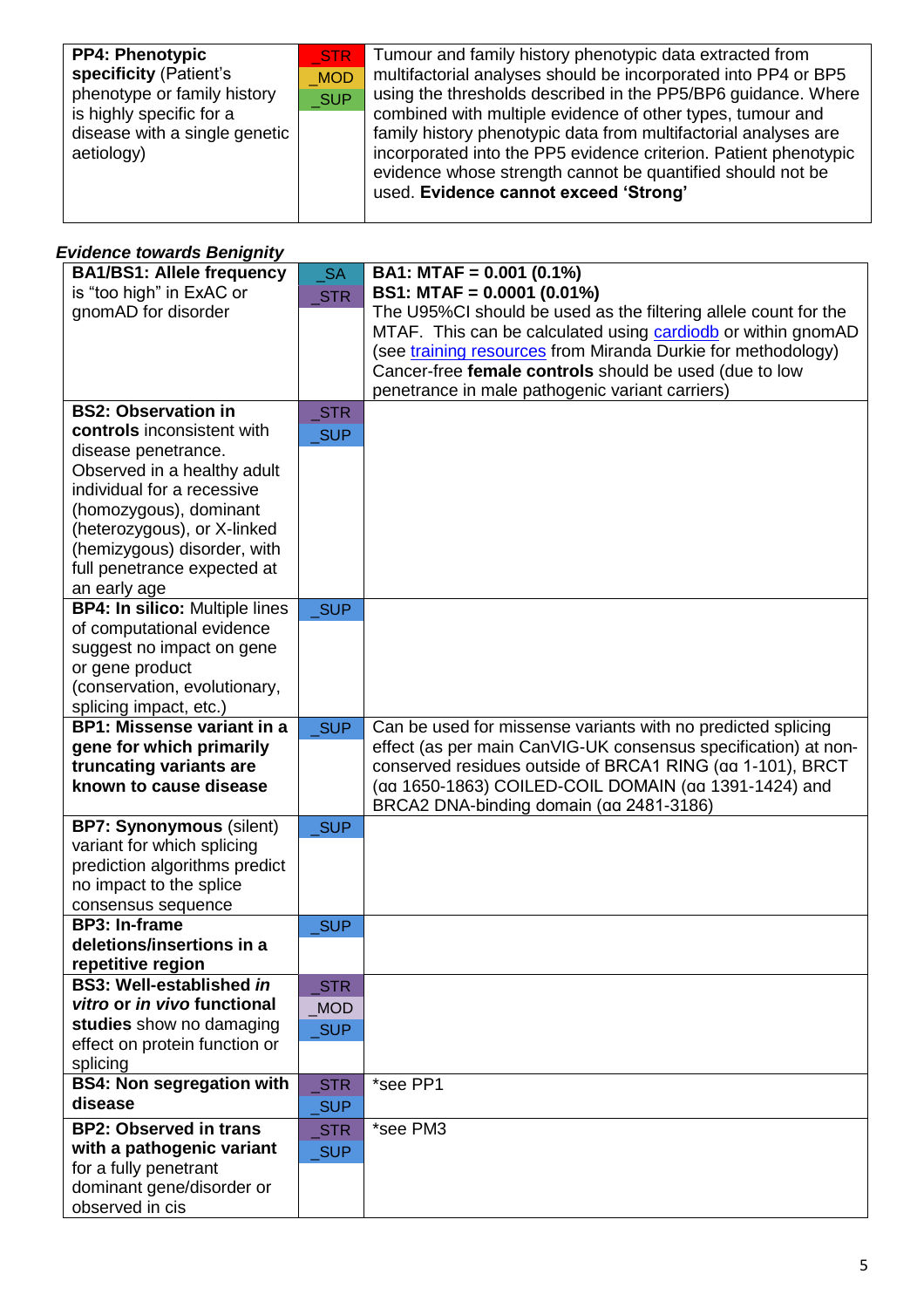| | | |
|---|---|---|
| **PP4: Phenotypic specificity** (Patient's phenotype or family history is highly specific for a disease with a single genetic aetiology) | _STR<br>_MOD<br>_SUP | Tumour and family history phenotypic data extracted from multifactorial analyses should be incorporated into PP4 or BP5 using the thresholds described in the PP5/BP6 guidance. Where combined with multiple evidence of other types, tumour and family history phenotypic data from multifactorial analyses are incorporated into the PP5 evidence criterion. Patient phenotypic evidence whose strength cannot be quantified should not be used. **Evidence cannot exceed 'Strong'** |

***Evidence towards Benignity***

| | | |
|---|---|---|
| **BA1/BS1: Allele frequency** is "too high" in ExAC or gnomAD for disorder | _SA<br>_STR | **BA1: MTAF = 0.001 (0.1%)**<br>**BS1: MTAF = 0.0001 (0.01%)**<br>The U95%CI should be used as the filtering allele count for the MTAF. This can be calculated using cardiodb or within gnomAD (see training resources from Miranda Durkie for methodology)<br>Cancer-free **female controls** should be used (due to low penetrance in male pathogenic variant carriers) |
| **BS2: Observation in controls** inconsistent with disease penetrance. Observed in a healthy adult individual for a recessive (homozygous), dominant (heterozygous), or X-linked (hemizygous) disorder, with full penetrance expected at an early age | _STR<br>_SUP | |
| **BP4: In silico:** Multiple lines of computational evidence suggest no impact on gene or gene product (conservation, evolutionary, splicing impact, etc.) | _SUP | |
| **BP1: Missense variant in a gene for which primarily truncating variants are known to cause disease** | _SUP | Can be used for missense variants with no predicted splicing effect (as per main CanVIG-UK consensus specification) at non-conserved residues outside of BRCA1 RING (αα 1-101), BRCT (αα 1650-1863) COILED-COIL DOMAIN (αα 1391-1424) and BRCA2 DNA-binding domain (αα 2481-3186) |
| **BP7: Synonymous** (silent) variant for which splicing prediction algorithms predict no impact to the splice consensus sequence | _SUP | |
| **BP3: In-frame deletions/insertions in a repetitive region** | _SUP | |
| **BS3: Well-established *in vitro* or *in vivo* functional studies** show no damaging effect on protein function or splicing | _STR<br>_MOD<br>_SUP | |
| **BS4: Non segregation with disease** | _STR<br>_SUP | *see PP1 |
| **BP2: Observed in trans with a pathogenic variant** for a fully penetrant dominant gene/disorder or observed in cis | _STR<br>_SUP | *see PM3 |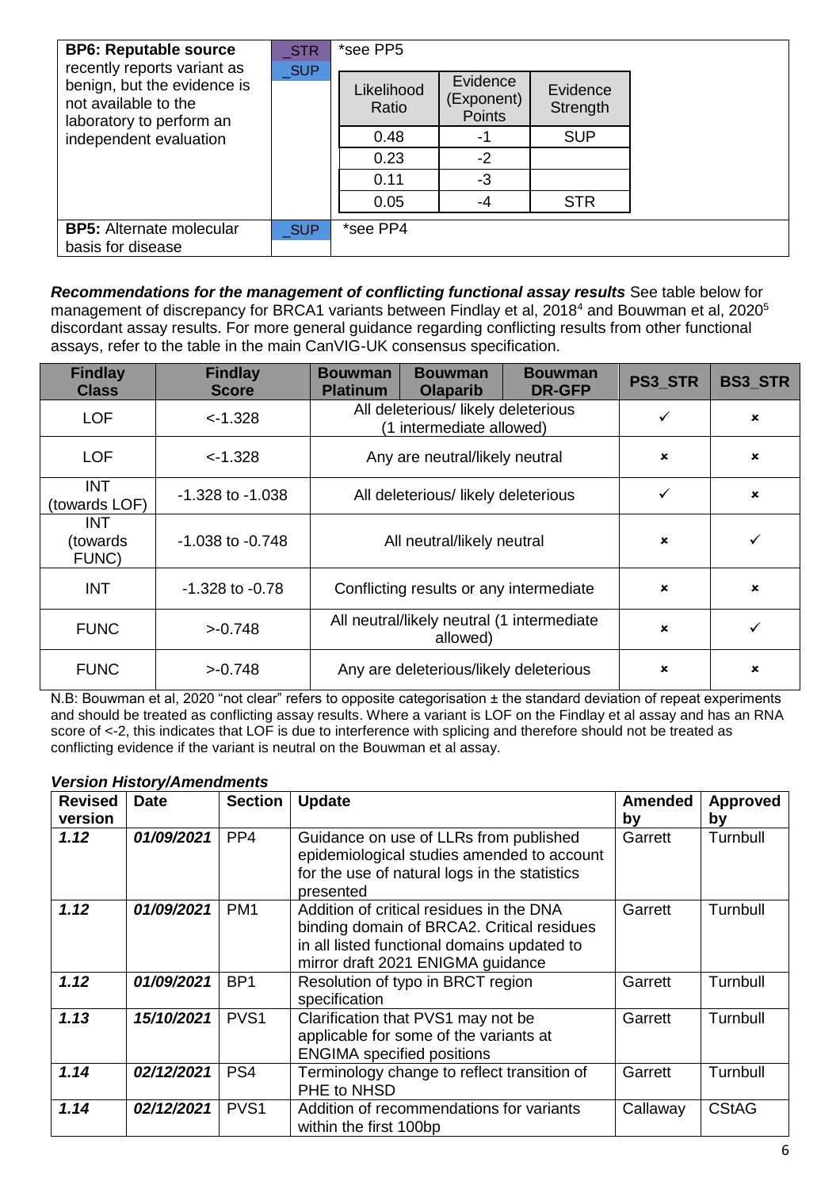| | | |
|---|---|---|
| **BP6: Reputable source** recently reports variant as benign, but the evidence is not available to the laboratory to perform an independent evaluation | _STR<br>_SUP | *see PP5<br><br>Likelihood Ratio / Evidence (Exponent) Points / Evidence Strength:<br>0.48 / -1 / SUP<br>0.23 / -2 /<br>0.11 / -3 /<br>0.05 / -4 / STR |
| **BP5:** Alternate molecular basis for disease | _SUP | *see PP4 |

| Likelihood Ratio | Evidence (Exponent) Points | Evidence Strength |
|---|---|---|
| 0.48 | -1 | SUP |
| 0.23 | -2 | |
| 0.11 | -3 | |
| 0.05 | -4 | STR |

***Recommendations for the management of conflicting functional assay results*** See table below for management of discrepancy for BRCA1 variants between Findlay et al, 2018[4] and Bouwman et al, 2020[5] discordant assay results. For more general guidance regarding conflicting results from other functional assays, refer to the table in the main CanVIG-UK consensus specification.

| Findlay Class | Findlay Score | Bouwman Platinum | Bouwman Olaparib | Bouwman DR-GFP | PS3_STR | BS3_STR |
|---|---|---|---|---|---|---|
| LOF | <-1.328 | All deleterious/ likely deleterious (1 intermediate allowed) | | | ✓ | × |
| LOF | <-1.328 | Any are neutral/likely neutral | | | × | × |
| INT (towards LOF) | -1.328 to -1.038 | All deleterious/ likely deleterious | | | ✓ | × |
| INT (towards FUNC) | -1.038 to -0.748 | All neutral/likely neutral | | | × | ✓ |
| INT | -1.328 to -0.78 | Conflicting results or any intermediate | | | × | × |
| FUNC | >-0.748 | All neutral/likely neutral (1 intermediate allowed) | | | × | ✓ |
| FUNC | >-0.748 | Any are deleterious/likely deleterious | | | × | × |

N.B: Bouwman et al, 2020 "not clear" refers to opposite categorisation ± the standard deviation of repeat experiments and should be treated as conflicting assay results. Where a variant is LOF on the Findlay et al assay and has an RNA score of <-2, this indicates that LOF is due to interference with splicing and therefore should not be treated as conflicting evidence if the variant is neutral on the Bouwman et al assay.

***Version History/Amendments***

| Revised version | Date | Section | Update | Amended by | Approved by |
|---|---|---|---|---|---|
| ***1.12*** | ***01/09/2021*** | PP4 | Guidance on use of LLRs from published epidemiological studies amended to account for the use of natural logs in the statistics presented | Garrett | Turnbull |
| ***1.12*** | ***01/09/2021*** | PM1 | Addition of critical residues in the DNA binding domain of BRCA2. Critical residues in all listed functional domains updated to mirror draft 2021 ENIGMA guidance | Garrett | Turnbull |
| ***1.12*** | ***01/09/2021*** | BP1 | Resolution of typo in BRCT region specification | Garrett | Turnbull |
| ***1.13*** | ***15/10/2021*** | PVS1 | Clarification that PVS1 may not be applicable for some of the variants at ENGIMA specified positions | Garrett | Turnbull |
| ***1.14*** | ***02/12/2021*** | PS4 | Terminology change to reflect transition of PHE to NHSD | Garrett | Turnbull |
| ***1.14*** | ***02/12/2021*** | PVS1 | Addition of recommendations for variants within the first 100bp | Callaway | CStAG |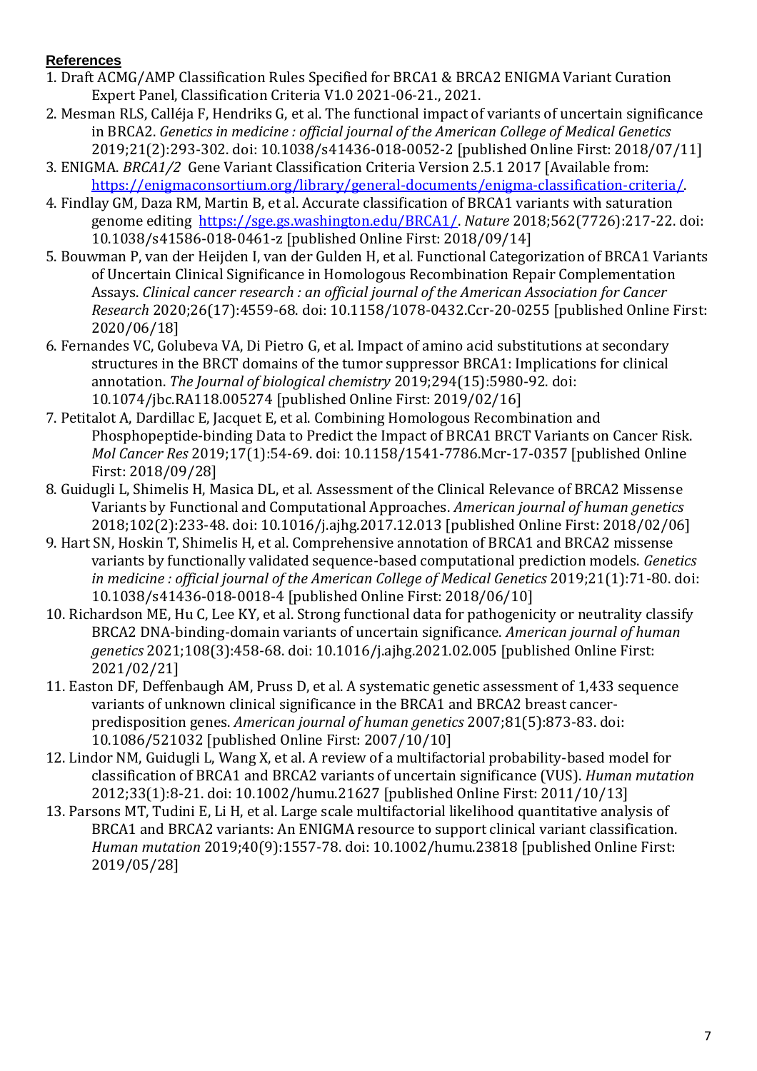**References**

1. Draft ACMG/AMP Classification Rules Specified for BRCA1 & BRCA2 ENIGMA Variant Curation Expert Panel, Classification Criteria V1.0 2021-06-21., 2021.
2. Mesman RLS, Calléja F, Hendriks G, et al. The functional impact of variants of uncertain significance in BRCA2. *Genetics in medicine : official journal of the American College of Medical Genetics* 2019;21(2):293-302. doi: 10.1038/s41436-018-0052-2 [published Online First: 2018/07/11]
3. ENIGMA. *BRCA1/2* Gene Variant Classification Criteria Version 2.5.1 2017 [Available from: https://enigmaconsortium.org/library/general-documents/enigma-classification-criteria/.
4. Findlay GM, Daza RM, Martin B, et al. Accurate classification of BRCA1 variants with saturation genome editing https://sge.gs.washington.edu/BRCA1/. *Nature* 2018;562(7726):217-22. doi: 10.1038/s41586-018-0461-z [published Online First: 2018/09/14]
5. Bouwman P, van der Heijden I, van der Gulden H, et al. Functional Categorization of BRCA1 Variants of Uncertain Clinical Significance in Homologous Recombination Repair Complementation Assays. *Clinical cancer research : an official journal of the American Association for Cancer Research* 2020;26(17):4559-68. doi: 10.1158/1078-0432.Ccr-20-0255 [published Online First: 2020/06/18]
6. Fernandes VC, Golubeva VA, Di Pietro G, et al. Impact of amino acid substitutions at secondary structures in the BRCT domains of the tumor suppressor BRCA1: Implications for clinical annotation. *The Journal of biological chemistry* 2019;294(15):5980-92. doi: 10.1074/jbc.RA118.005274 [published Online First: 2019/02/16]
7. Petitalot A, Dardillac E, Jacquet E, et al. Combining Homologous Recombination and Phosphopeptide-binding Data to Predict the Impact of BRCA1 BRCT Variants on Cancer Risk. *Mol Cancer Res* 2019;17(1):54-69. doi: 10.1158/1541-7786.Mcr-17-0357 [published Online First: 2018/09/28]
8. Guidugli L, Shimelis H, Masica DL, et al. Assessment of the Clinical Relevance of BRCA2 Missense Variants by Functional and Computational Approaches. *American journal of human genetics* 2018;102(2):233-48. doi: 10.1016/j.ajhg.2017.12.013 [published Online First: 2018/02/06]
9. Hart SN, Hoskin T, Shimelis H, et al. Comprehensive annotation of BRCA1 and BRCA2 missense variants by functionally validated sequence-based computational prediction models. *Genetics in medicine : official journal of the American College of Medical Genetics* 2019;21(1):71-80. doi: 10.1038/s41436-018-0018-4 [published Online First: 2018/06/10]
10. Richardson ME, Hu C, Lee KY, et al. Strong functional data for pathogenicity or neutrality classify BRCA2 DNA-binding-domain variants of uncertain significance. *American journal of human genetics* 2021;108(3):458-68. doi: 10.1016/j.ajhg.2021.02.005 [published Online First: 2021/02/21]
11. Easton DF, Deffenbaugh AM, Pruss D, et al. A systematic genetic assessment of 1,433 sequence variants of unknown clinical significance in the BRCA1 and BRCA2 breast cancer-predisposition genes. *American journal of human genetics* 2007;81(5):873-83. doi: 10.1086/521032 [published Online First: 2007/10/10]
12. Lindor NM, Guidugli L, Wang X, et al. A review of a multifactorial probability-based model for classification of BRCA1 and BRCA2 variants of uncertain significance (VUS). *Human mutation* 2012;33(1):8-21. doi: 10.1002/humu.21627 [published Online First: 2011/10/13]
13. Parsons MT, Tudini E, Li H, et al. Large scale multifactorial likelihood quantitative analysis of BRCA1 and BRCA2 variants: An ENIGMA resource to support clinical variant classification. *Human mutation* 2019;40(9):1557-78. doi: 10.1002/humu.23818 [published Online First: 2019/05/28]